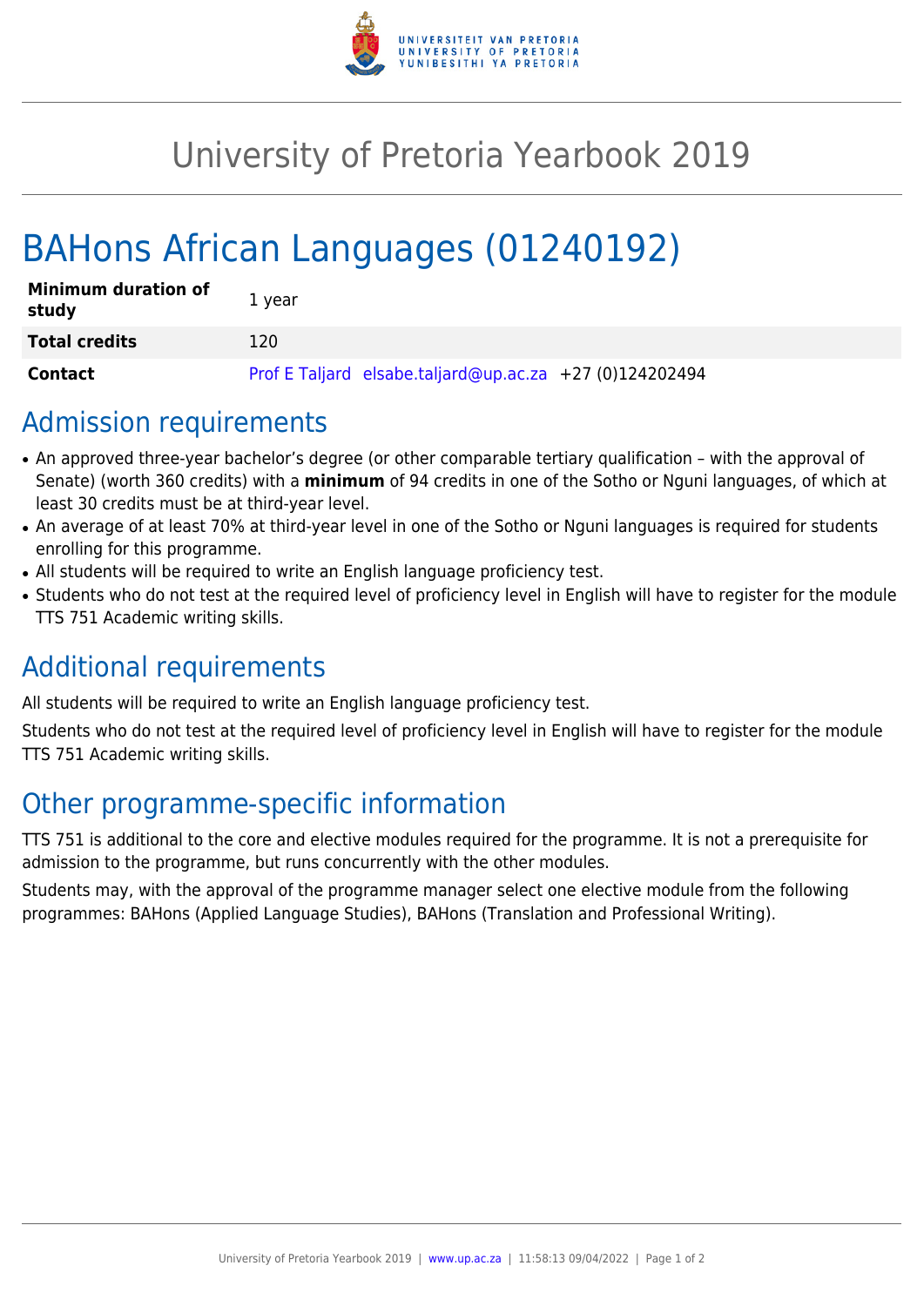# University of Pretoria Yearbook 2019

# BAHons African Languages (01240192)

| Minimum duration of study | 1 year |
|---|---|
| **Total credits** | 120 |
| **Contact** | Prof E Taljard elsabe.taljard@up.ac.za +27 (0)124202494 |

## Admission requirements

- An approved three-year bachelor's degree (or other comparable tertiary qualification – with the approval of Senate) (worth 360 credits) with a **minimum** of 94 credits in one of the Sotho or Nguni languages, of which at least 30 credits must be at third-year level.
- An average of at least 70% at third-year level in one of the Sotho or Nguni languages is required for students enrolling for this programme.
- All students will be required to write an English language proficiency test.
- Students who do not test at the required level of proficiency level in English will have to register for the module TTS 751 Academic writing skills.

## Additional requirements

All students will be required to write an English language proficiency test.

Students who do not test at the required level of proficiency level in English will have to register for the module TTS 751 Academic writing skills.

## Other programme-specific information

TTS 751 is additional to the core and elective modules required for the programme. It is not a prerequisite for admission to the programme, but runs concurrently with the other modules.

Students may, with the approval of the programme manager select one elective module from the following programmes: BAHons (Applied Language Studies), BAHons (Translation and Professional Writing).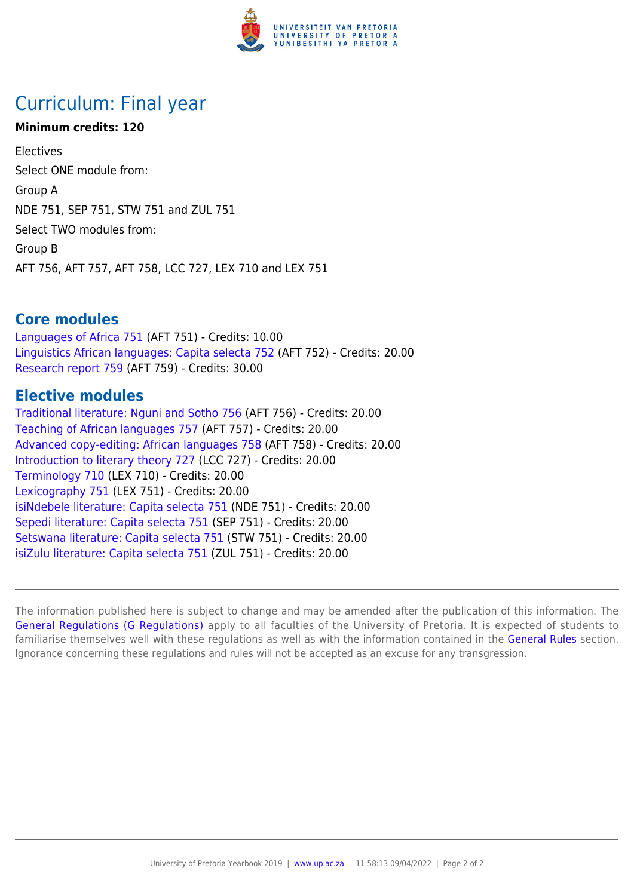# Curriculum: Final year

**Minimum credits: 120**

Electives

Select ONE module from:

Group A

NDE 751, SEP 751, STW 751 and ZUL 751

Select TWO modules from:

Group B

AFT 756, AFT 757, AFT 758, LCC 727, LEX 710 and LEX 751

## Core modules

Languages of Africa 751 (AFT 751) - Credits: 10.00
Linguistics African languages: Capita selecta 752 (AFT 752) - Credits: 20.00
Research report 759 (AFT 759) - Credits: 30.00

## Elective modules

Traditional literature: Nguni and Sotho 756 (AFT 756) - Credits: 20.00
Teaching of African languages 757 (AFT 757) - Credits: 20.00
Advanced copy-editing: African languages 758 (AFT 758) - Credits: 20.00
Introduction to literary theory 727 (LCC 727) - Credits: 20.00
Terminology 710 (LEX 710) - Credits: 20.00
Lexicography 751 (LEX 751) - Credits: 20.00
isiNdebele literature: Capita selecta 751 (NDE 751) - Credits: 20.00
Sepedi literature: Capita selecta 751 (SEP 751) - Credits: 20.00
Setswana literature: Capita selecta 751 (STW 751) - Credits: 20.00
isiZulu literature: Capita selecta 751 (ZUL 751) - Credits: 20.00

The information published here is subject to change and may be amended after the publication of this information. The General Regulations (G Regulations) apply to all faculties of the University of Pretoria. It is expected of students to familiarise themselves well with these regulations as well as with the information contained in the General Rules section. Ignorance concerning these regulations and rules will not be accepted as an excuse for any transgression.